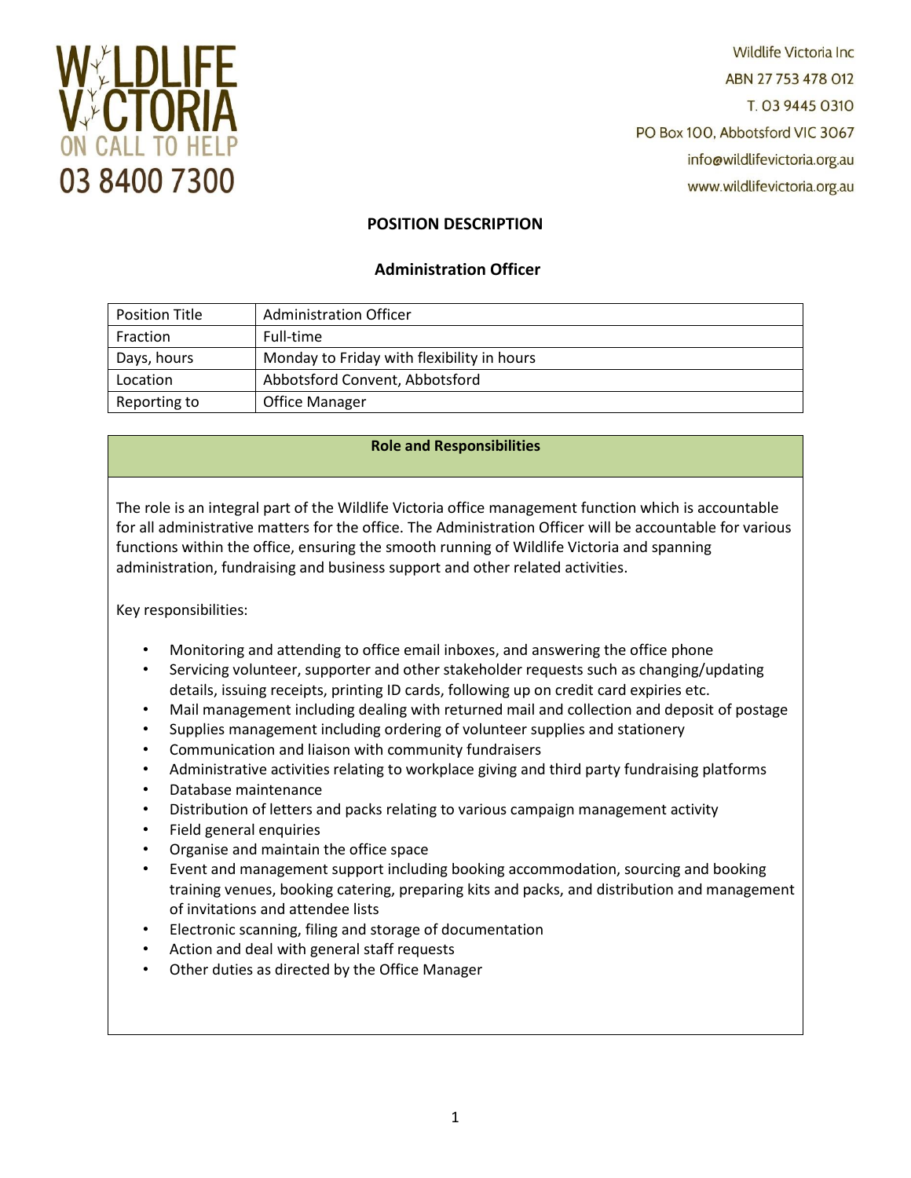WILDLIFE VICTORIA
ON CALL TO HELP
03 8400 7300

Wildlife Victoria Inc
ABN 27 753 478 012
T. 03 9445 0310
PO Box 100, Abbotsford VIC 3067
info@wildlifevictoria.org.au
www.wildlifevictoria.org.au

# POSITION DESCRIPTION

## Administration Officer

| Position Title | Administration Officer |
|---|---|
| Fraction | Full-time |
| Days, hours | Monday to Friday with flexibility in hours |
| Location | Abbotsford Convent, Abbotsford |
| Reporting to | Office Manager |

### Role and Responsibilities

The role is an integral part of the Wildlife Victoria office management function which is accountable for all administrative matters for the office. The Administration Officer will be accountable for various functions within the office, ensuring the smooth running of Wildlife Victoria and spanning administration, fundraising and business support and other related activities.

Key responsibilities:

- Monitoring and attending to office email inboxes, and answering the office phone
- Servicing volunteer, supporter and other stakeholder requests such as changing/updating details, issuing receipts, printing ID cards, following up on credit card expiries etc.
- Mail management including dealing with returned mail and collection and deposit of postage
- Supplies management including ordering of volunteer supplies and stationery
- Communication and liaison with community fundraisers
- Administrative activities relating to workplace giving and third party fundraising platforms
- Database maintenance
- Distribution of letters and packs relating to various campaign management activity
- Field general enquiries
- Organise and maintain the office space
- Event and management support including booking accommodation, sourcing and booking training venues, booking catering, preparing kits and packs, and distribution and management of invitations and attendee lists
- Electronic scanning, filing and storage of documentation
- Action and deal with general staff requests
- Other duties as directed by the Office Manager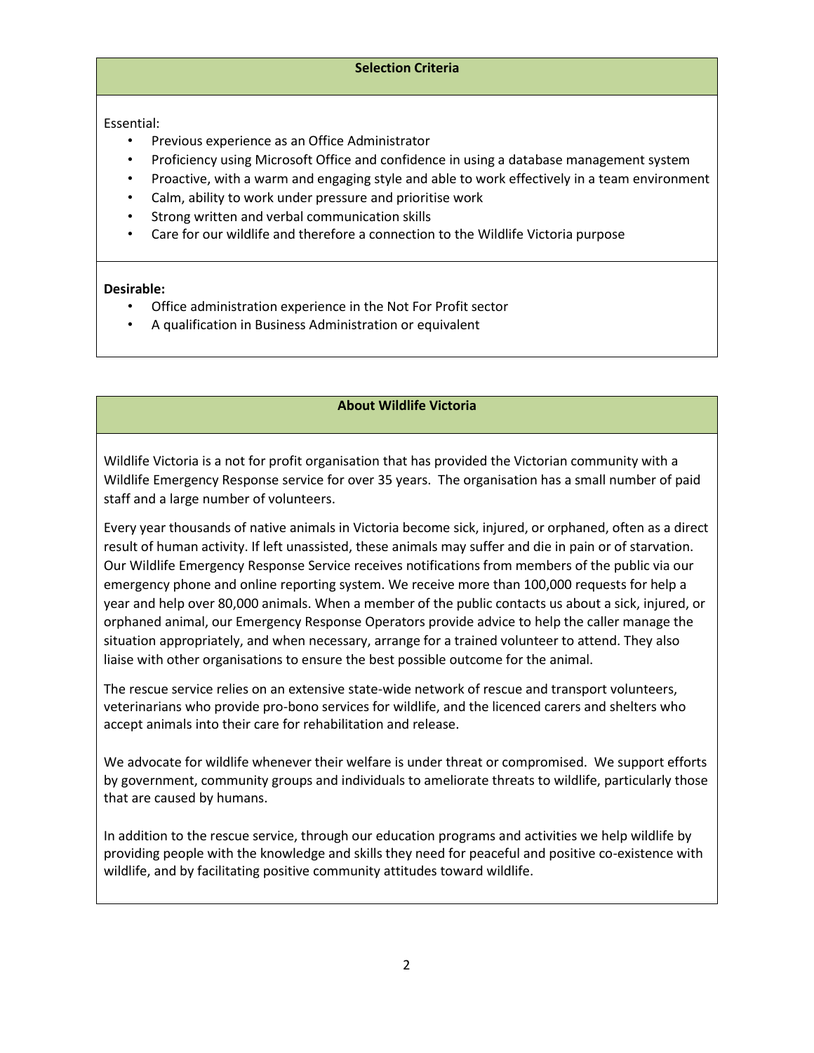## Selection Criteria

Essential:

- Previous experience as an Office Administrator
- Proficiency using Microsoft Office and confidence in using a database management system
- Proactive, with a warm and engaging style and able to work effectively in a team environment
- Calm, ability to work under pressure and prioritise work
- Strong written and verbal communication skills
- Care for our wildlife and therefore a connection to the Wildlife Victoria purpose

**Desirable:**

- Office administration experience in the Not For Profit sector
- A qualification in Business Administration or equivalent

## About Wildlife Victoria

Wildlife Victoria is a not for profit organisation that has provided the Victorian community with a Wildlife Emergency Response service for over 35 years. The organisation has a small number of paid staff and a large number of volunteers.

Every year thousands of native animals in Victoria become sick, injured, or orphaned, often as a direct result of human activity. If left unassisted, these animals may suffer and die in pain or of starvation. Our Wildlife Emergency Response Service receives notifications from members of the public via our emergency phone and online reporting system. We receive more than 100,000 requests for help a year and help over 80,000 animals. When a member of the public contacts us about a sick, injured, or orphaned animal, our Emergency Response Operators provide advice to help the caller manage the situation appropriately, and when necessary, arrange for a trained volunteer to attend. They also liaise with other organisations to ensure the best possible outcome for the animal.

The rescue service relies on an extensive state-wide network of rescue and transport volunteers, veterinarians who provide pro-bono services for wildlife, and the licenced carers and shelters who accept animals into their care for rehabilitation and release.

We advocate for wildlife whenever their welfare is under threat or compromised. We support efforts by government, community groups and individuals to ameliorate threats to wildlife, particularly those that are caused by humans.

In addition to the rescue service, through our education programs and activities we help wildlife by providing people with the knowledge and skills they need for peaceful and positive co-existence with wildlife, and by facilitating positive community attitudes toward wildlife.